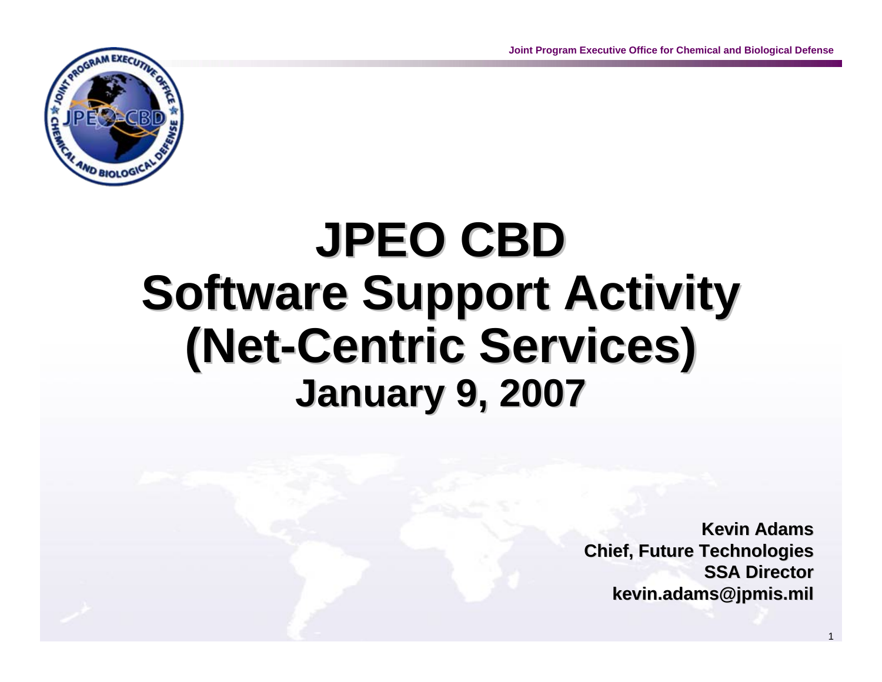# JPEO CBD Software Support Activity (Net-Centric Services)

## January 9, 2007

**Kevin Adams**
**Chief, Future Technologies**
**SSA Director**
**kevin.adams@jpmis.mil**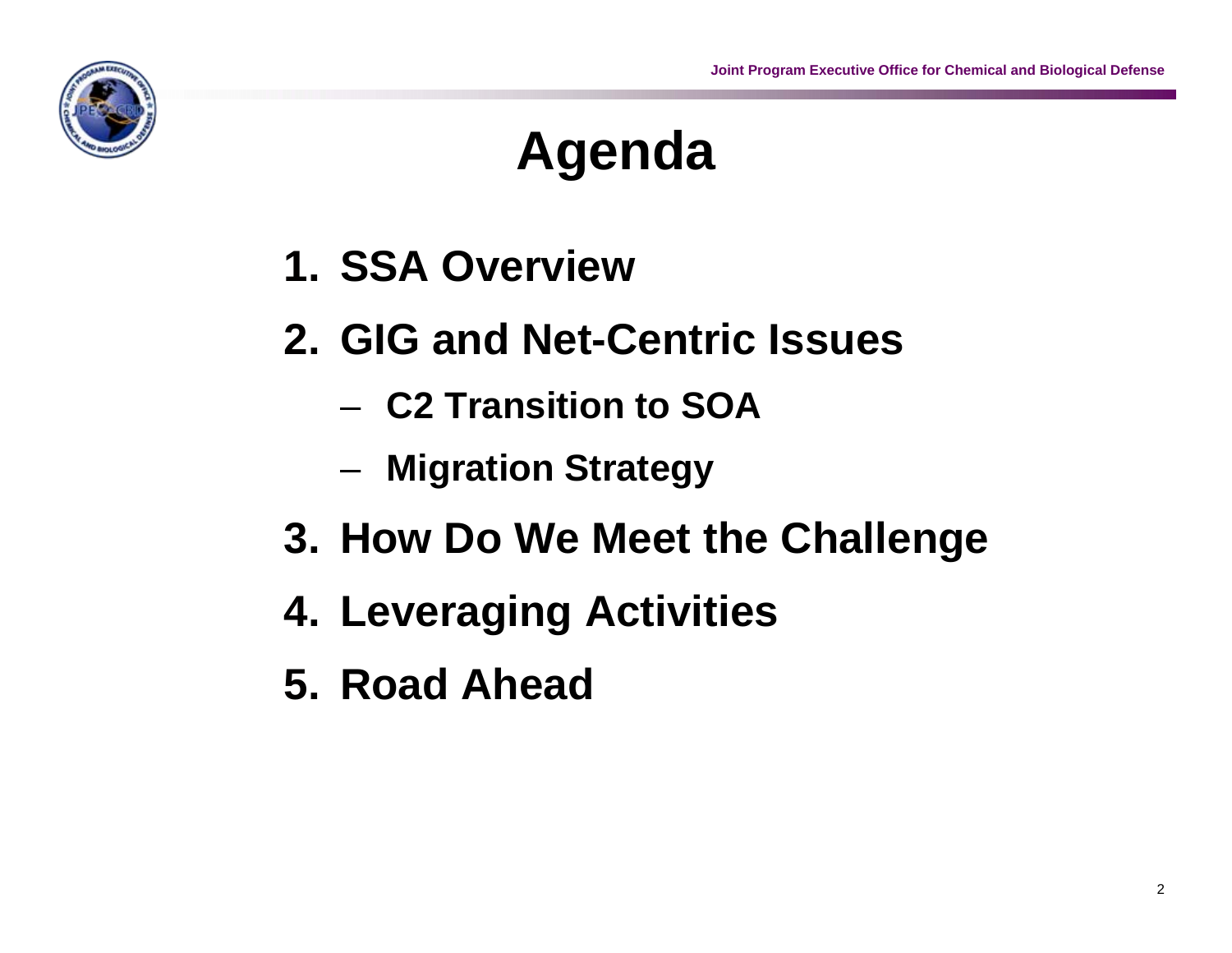# Agenda

1. SSA Overview
2. GIG and Net-Centric Issues
   - C2 Transition to SOA
   - Migration Strategy
3. How Do We Meet the Challenge
4. Leveraging Activities
5. Road Ahead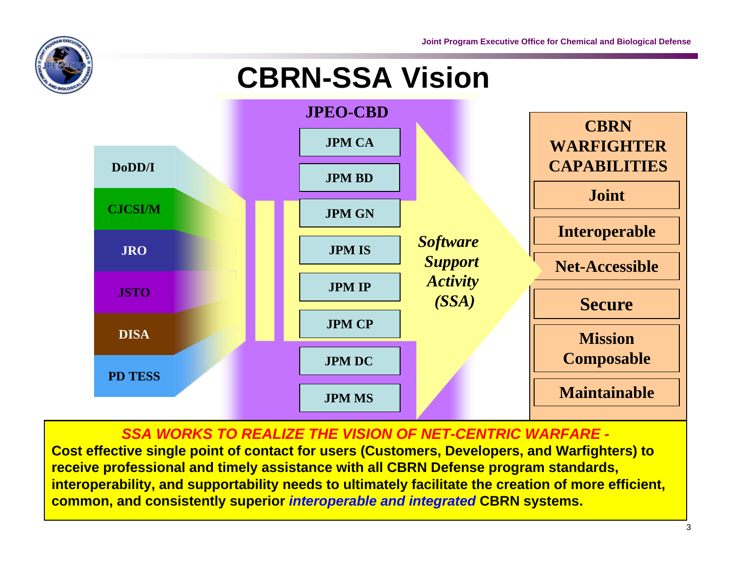# CBRN-SSA Vision

**JPEO-CBD**

- DoDD/I
- CJCSI/M
- JRO
- JSTO
- DISA
- PD TESS

- JPM CA
- JPM BD
- JPM GN
- JPM IS
- JPM IP
- JPM CP
- JPM DC
- JPM MS

*Software Support Activity (SSA)*

**CBRN WARFIGHTER CAPABILITIES**

- Joint
- Interoperable
- Net-Accessible
- Secure
- Mission Composable
- Maintainable

***SSA WORKS TO REALIZE THE VISION OF NET-CENTRIC WARFARE -***

**Cost effective single point of contact for users (Customers, Developers, and Warfighters) to receive professional and timely assistance with all CBRN Defense program standards, interoperability, and supportability needs to ultimately facilitate the creation of more efficient, common, and consistently superior *interoperable and integrated* CBRN systems.**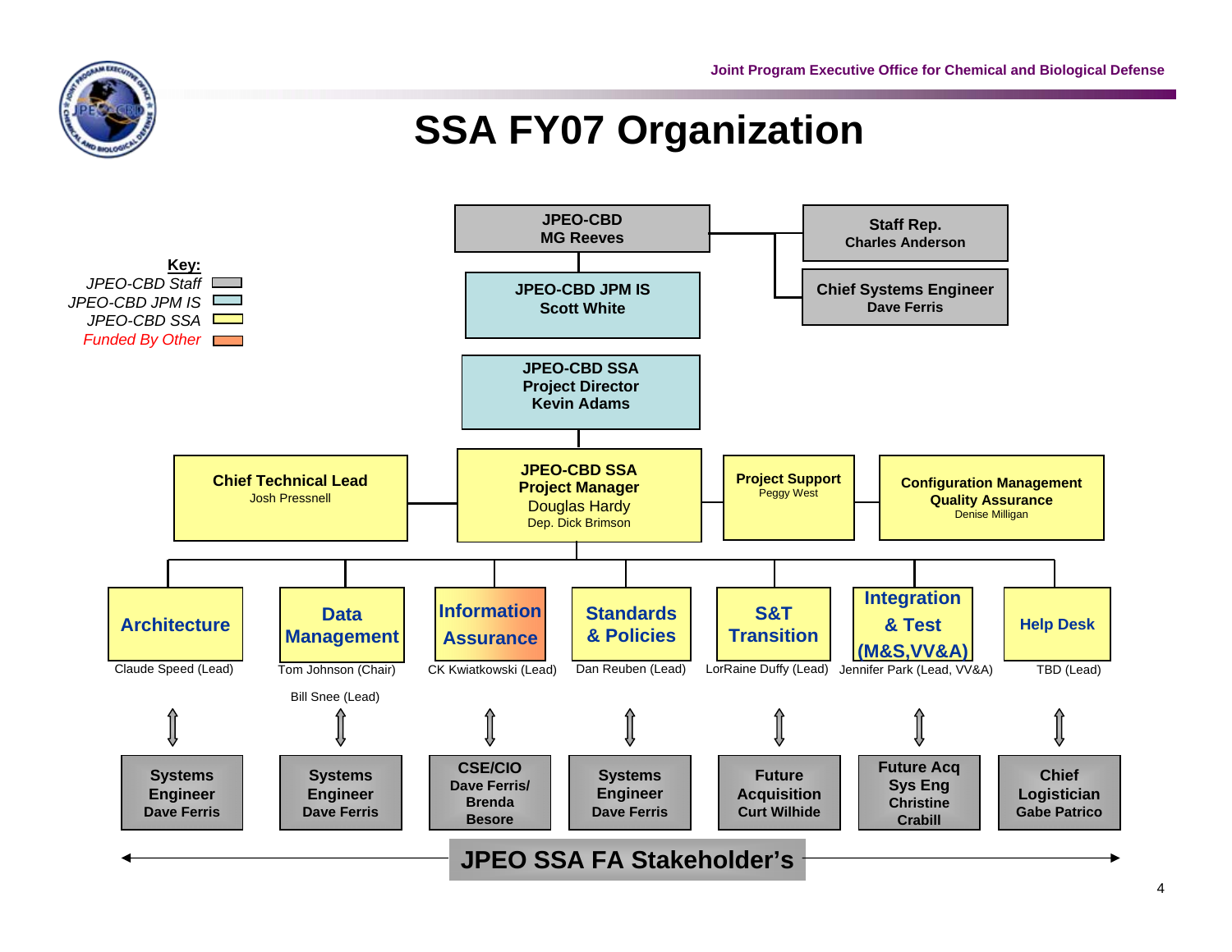# SSA FY07 Organization

**Key:**
- *JPEO-CBD Staff* (gray)
- *JPEO-CBD JPM IS* (light blue)
- *JPEO-CBD SSA* (yellow)
- *Funded By Other* (orange)

**JPEO-CBD**
**MG Reeves**

- **Staff Rep.** — Charles Anderson
- **Chief Systems Engineer** — Dave Ferris

**JPEO-CBD JPM IS**
**Scott White**

**JPEO-CBD SSA Project Director**
**Kevin Adams**

**JPEO-CBD SSA Project Manager**
Douglas Hardy
Dep. Dick Brimson

- **Chief Technical Lead** — Josh Pressnell
- **Project Support** — Peggy West
- **Configuration Management Quality Assurance** — Denise Milligan

| SSA Area | Lead | JPEO SSA FA Stakeholder |
|---|---|---|
| Architecture | Claude Speed (Lead) | Systems Engineer Dave Ferris |
| Data Management | Tom Johnson (Chair), Bill Snee (Lead) | Systems Engineer Dave Ferris |
| Information Assurance | CK Kwiatkowski (Lead) | CSE/CIO Dave Ferris/ Brenda Besore |
| Standards & Policies | Dan Reuben (Lead) | Systems Engineer Dave Ferris |
| S&T Transition | LorRaine Duffy (Lead) | Future Acquisition Curt Wilhide |
| Integration & Test (M&S,VV&A) | Jennifer Park (Lead, VV&A) | Future Acq Sys Eng Christine Crabill |
| Help Desk | TBD (Lead) | Chief Logistician Gabe Patrico |

**JPEO SSA FA Stakeholder's**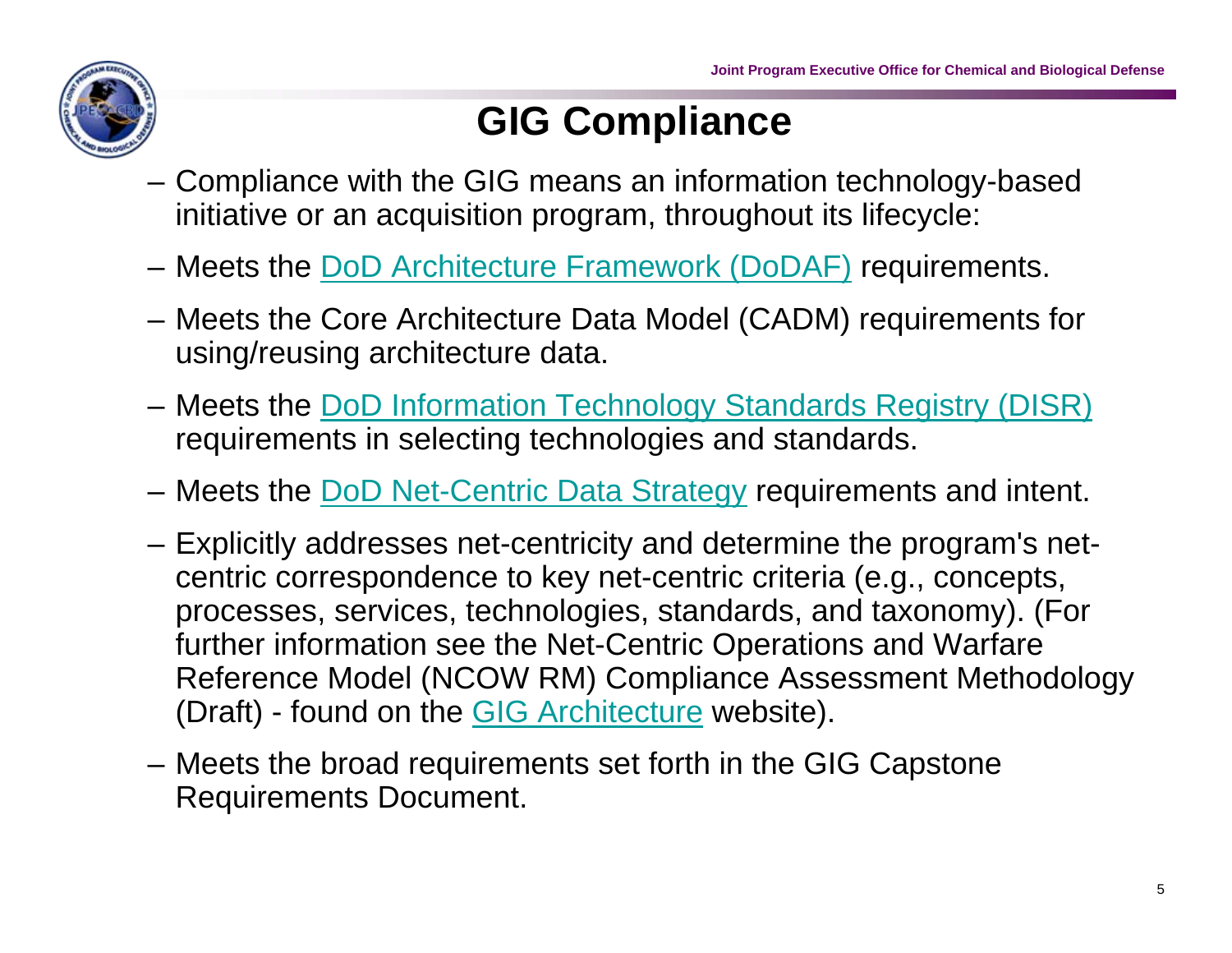# GIG Compliance

- Compliance with the GIG means an information technology-based initiative or an acquisition program, throughout its lifecycle:
- Meets the DoD Architecture Framework (DoDAF) requirements.
- Meets the Core Architecture Data Model (CADM) requirements for using/reusing architecture data.
- Meets the DoD Information Technology Standards Registry (DISR) requirements in selecting technologies and standards.
- Meets the DoD Net-Centric Data Strategy requirements and intent.
- Explicitly addresses net-centricity and determine the program's net-centric correspondence to key net-centric criteria (e.g., concepts, processes, services, technologies, standards, and taxonomy). (For further information see the Net-Centric Operations and Warfare Reference Model (NCOW RM) Compliance Assessment Methodology (Draft) - found on the GIG Architecture website).
- Meets the broad requirements set forth in the GIG Capstone Requirements Document.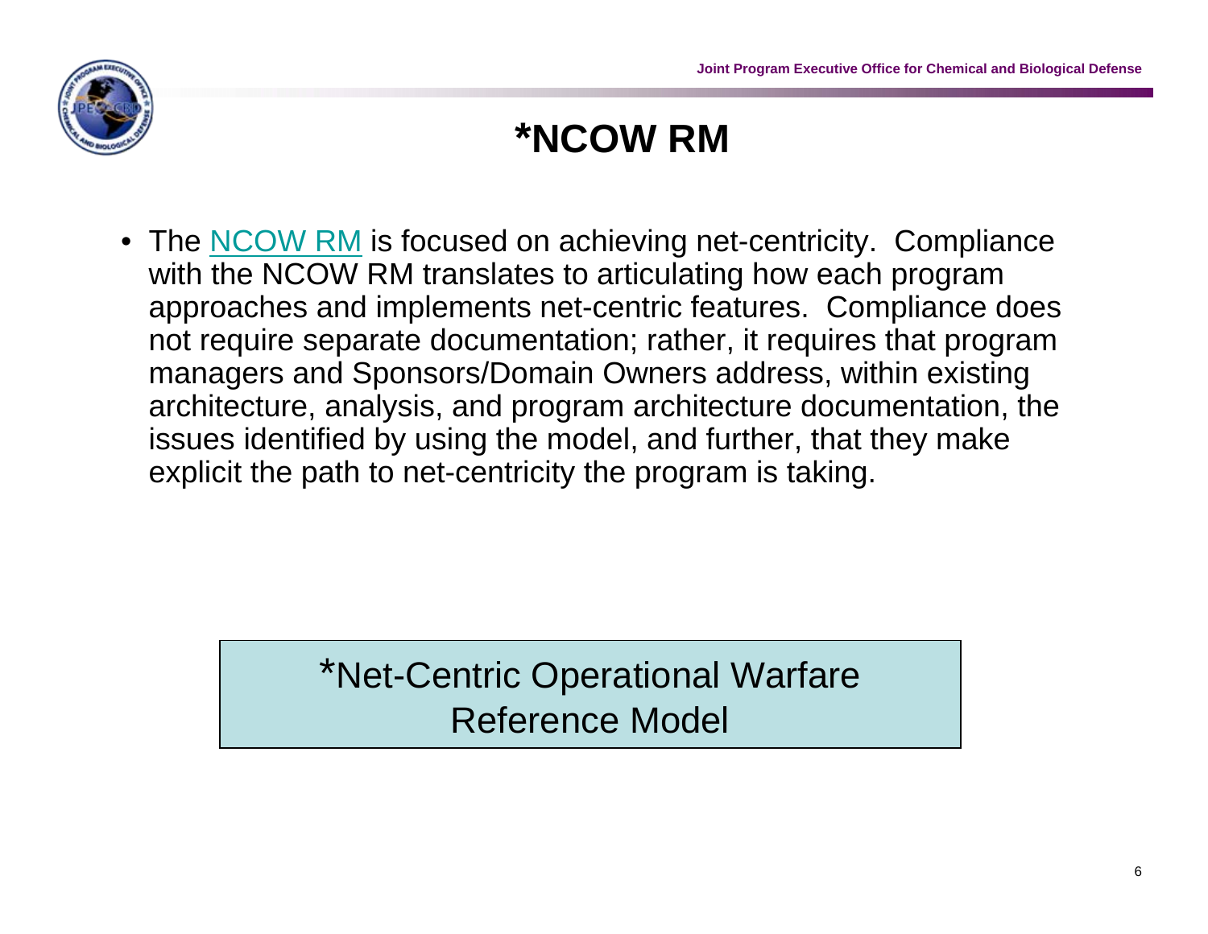# *NCOW RM

- The NCOW RM is focused on achieving net-centricity. Compliance with the NCOW RM translates to articulating how each program approaches and implements net-centric features. Compliance does not require separate documentation; rather, it requires that program managers and Sponsors/Domain Owners address, within existing architecture, analysis, and program architecture documentation, the issues identified by using the model, and further, that they make explicit the path to net-centricity the program is taking.

*Net-Centric Operational Warfare Reference Model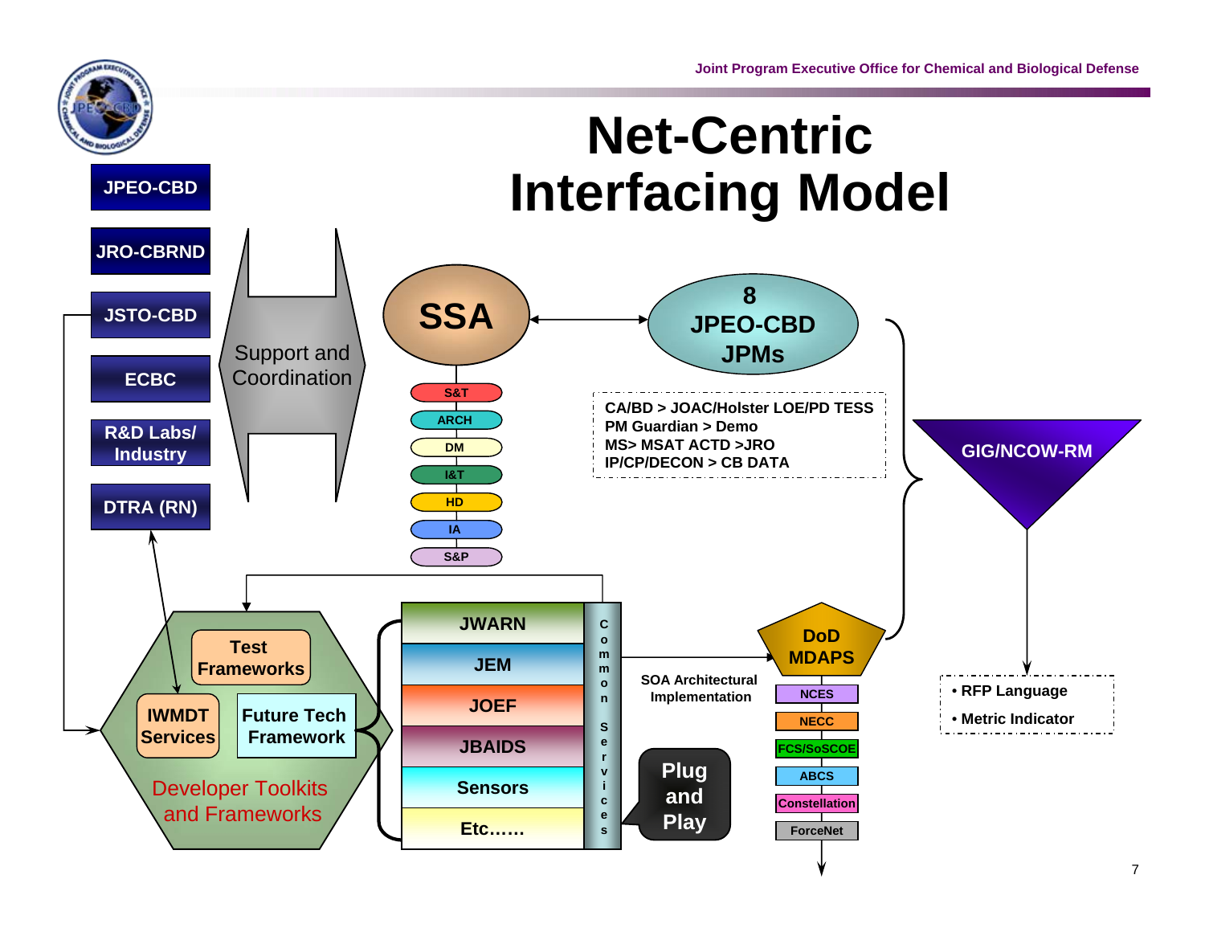# Net-Centric Interfacing Model

- JPEO-CBD
- JRO-CBRND
- JSTO-CBD
- ECBC
- R&D Labs/ Industry
- DTRA (RN)

Support and Coordination

SSA

- S&T
- ARCH
- DM
- I&T
- HD
- IA
- S&P

8 JPEO-CBD JPMs

CA/BD > JOAC/Holster LOE/PD TESS
PM Guardian > Demo
MS> MSAT ACTD >JRO
IP/CP/DECON > CB DATA

GIG/NCOW-RM

- RFP Language
- Metric Indicator

Developer Toolkits and Frameworks

- Test Frameworks
- IWMDT Services
- Future Tech Framework

- JWARN
- JEM
- JOEF
- JBAIDS
- Sensors
- Etc……

Common Services

Plug and Play

SOA Architectural Implementation

DoD MDAPS

- NCES
- NECC
- FCS/SoSCOE
- ABCS
- Constellation
- ForceNet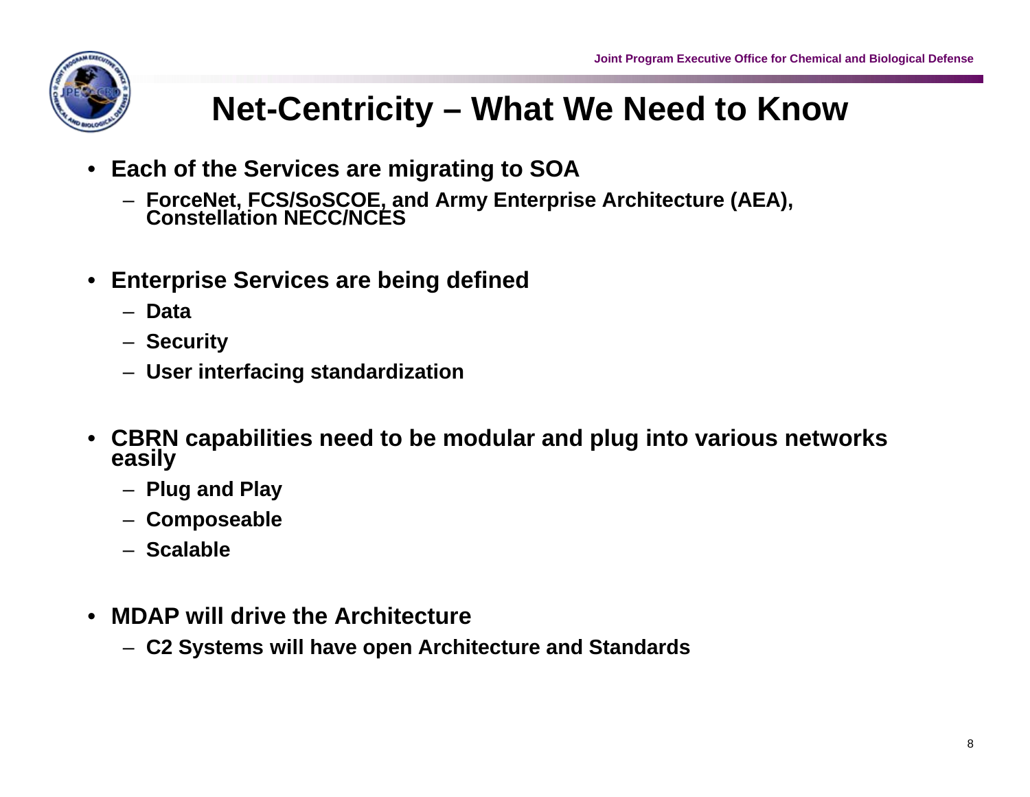# Net-Centricity – What We Need to Know

- Each of the Services are migrating to SOA
  - ForceNet, FCS/SoSCOE, and Army Enterprise Architecture (AEA), Constellation NECC/NCES
- Enterprise Services are being defined
  - Data
  - Security
  - User interfacing standardization
- CBRN capabilities need to be modular and plug into various networks easily
  - Plug and Play
  - Composeable
  - Scalable
- MDAP will drive the Architecture
  - C2 Systems will have open Architecture and Standards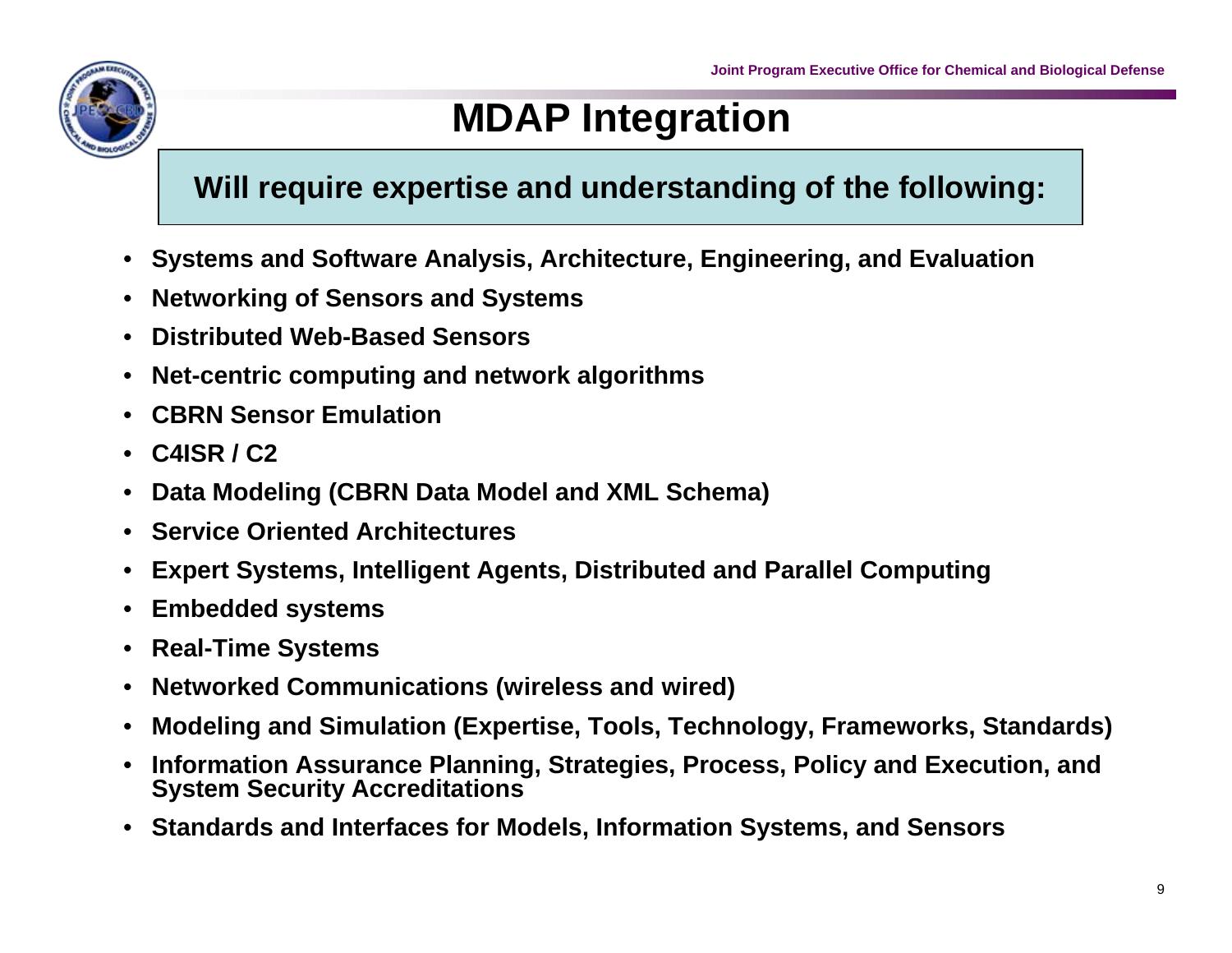# MDAP Integration

**Will require expertise and understanding of the following:**

- **Systems and Software Analysis, Architecture, Engineering, and Evaluation**
- **Networking of Sensors and Systems**
- **Distributed Web-Based Sensors**
- **Net-centric computing and network algorithms**
- **CBRN Sensor Emulation**
- **C4ISR / C2**
- **Data Modeling (CBRN Data Model and XML Schema)**
- **Service Oriented Architectures**
- **Expert Systems, Intelligent Agents, Distributed and Parallel Computing**
- **Embedded systems**
- **Real-Time Systems**
- **Networked Communications (wireless and wired)**
- **Modeling and Simulation (Expertise, Tools, Technology, Frameworks, Standards)**
- **Information Assurance Planning, Strategies, Process, Policy and Execution, and System Security Accreditations**
- **Standards and Interfaces for Models, Information Systems, and Sensors**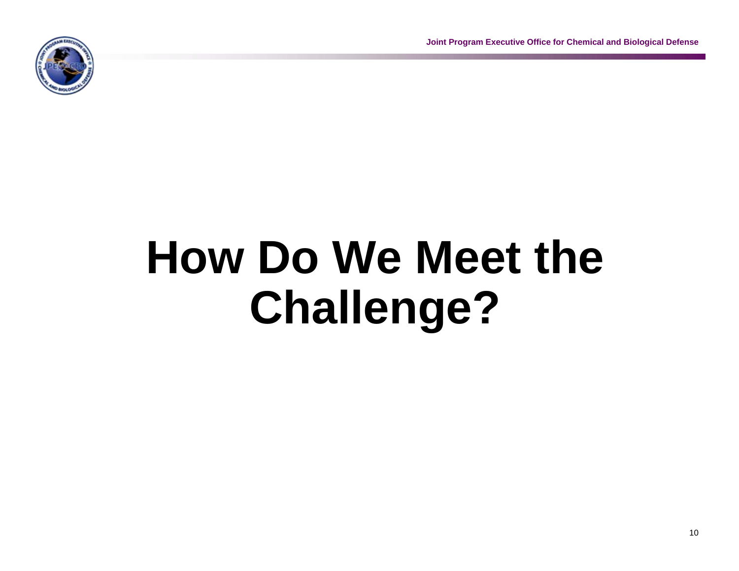# How Do We Meet the Challenge?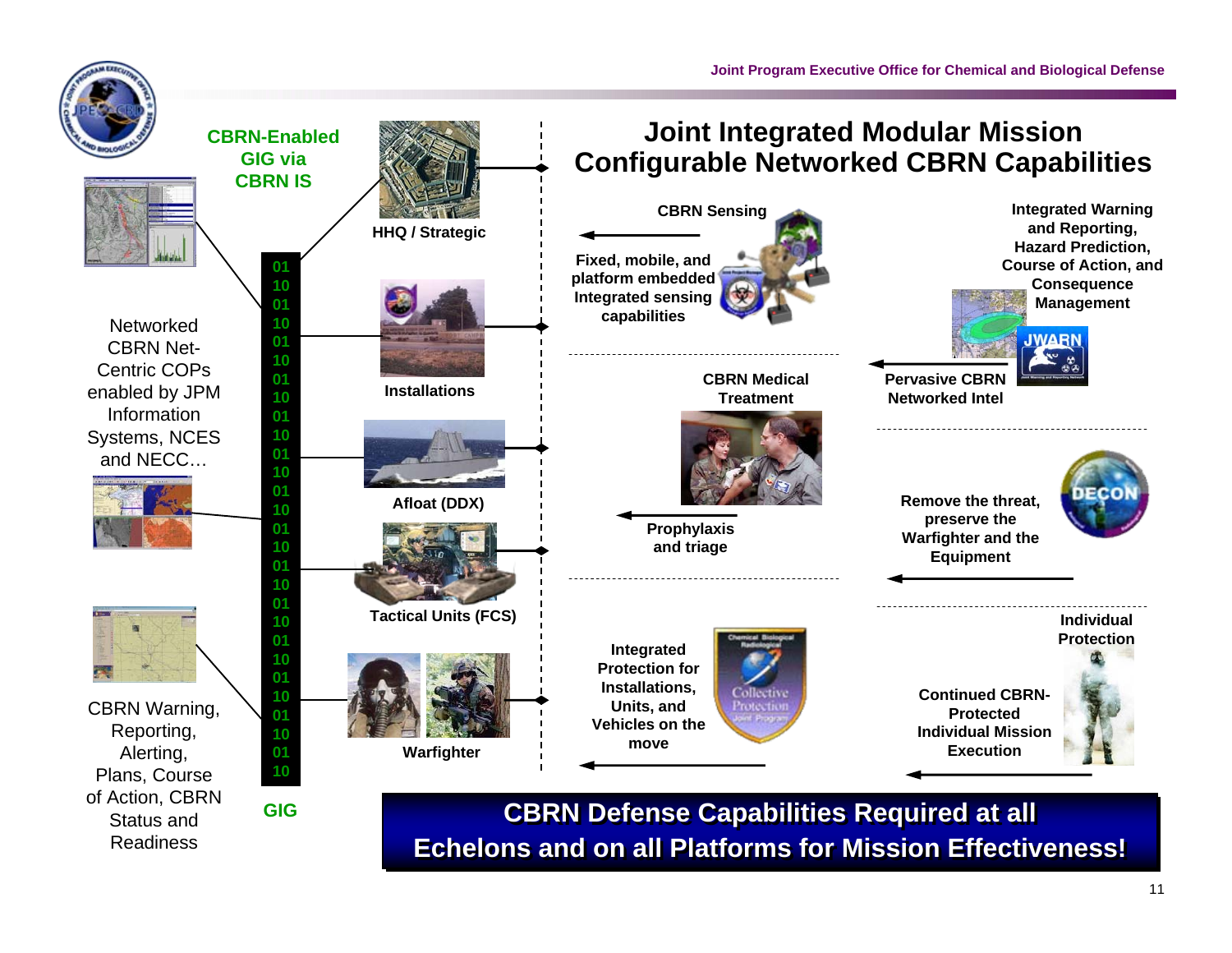# Joint Integrated Modular Mission Configurable Networked CBRN Capabilities

**CBRN-Enabled GIG via CBRN IS**

Networked CBRN Net-Centric COPs enabled by JPM Information Systems, NCES and NECC…

CBRN Warning, Reporting, Alerting, Plans, Course of Action, CBRN Status and Readiness

GIG

- HHQ / Strategic
- Installations
- Afloat (DDX)
- Tactical Units (FCS)
- Warfighter

**CBRN Sensing**

Fixed, mobile, and platform embedded Integrated sensing capabilities

**Integrated Warning and Reporting, Hazard Prediction, Course of Action, and Consequence Management**

Pervasive CBRN Networked Intel

**CBRN Medical Treatment**

Prophylaxis and triage

Remove the threat, preserve the Warfighter and the Equipment

Integrated Protection for Installations, Units, and Vehicles on the move

**Individual Protection**

Continued CBRN-Protected Individual Mission Execution

**CBRN Defense Capabilities Required at all Echelons and on all Platforms for Mission Effectiveness!**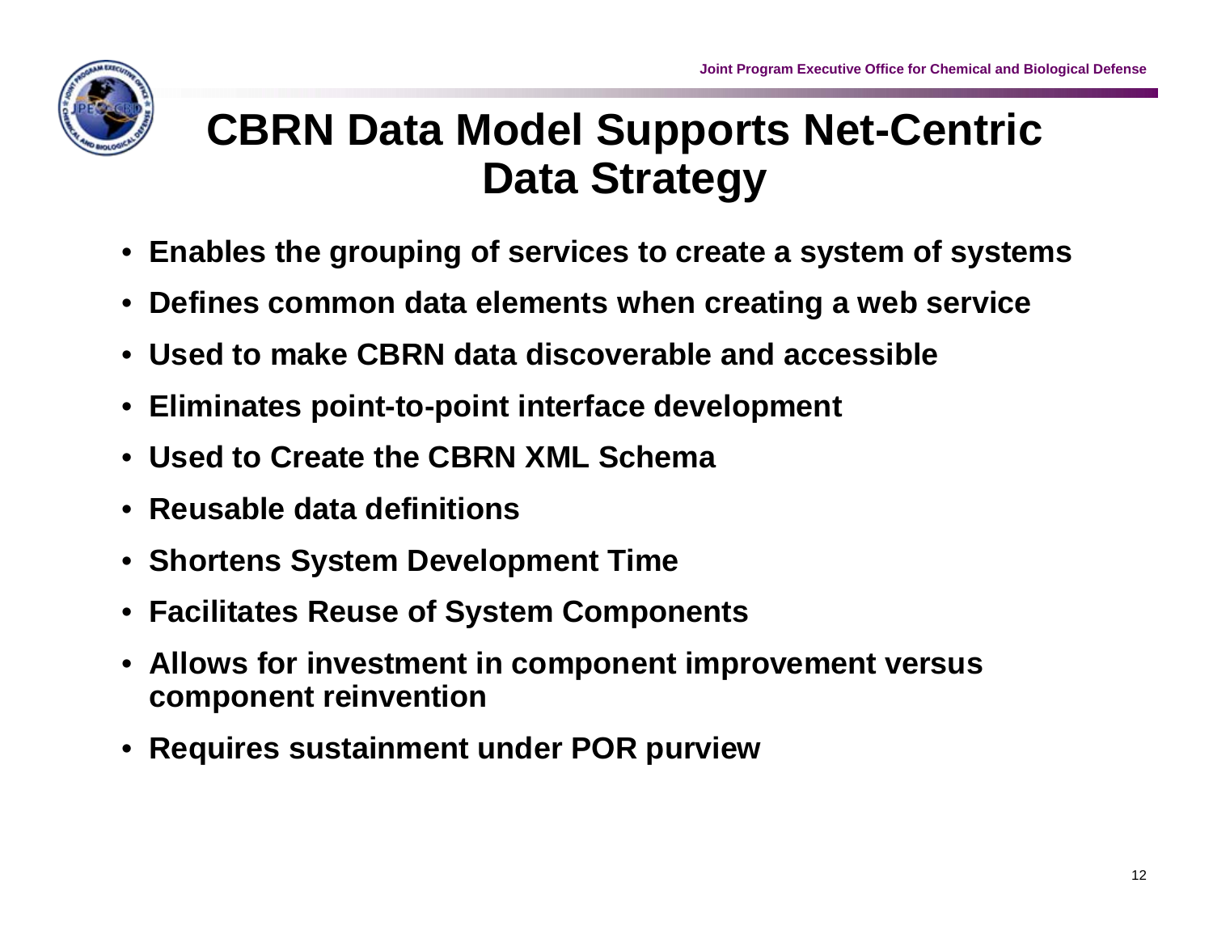# CBRN Data Model Supports Net-Centric Data Strategy

- Enables the grouping of services to create a system of systems
- Defines common data elements when creating a web service
- Used to make CBRN data discoverable and accessible
- Eliminates point-to-point interface development
- Used to Create the CBRN XML Schema
- Reusable data definitions
- Shortens System Development Time
- Facilitates Reuse of System Components
- Allows for investment in component improvement versus component reinvention
- Requires sustainment under POR purview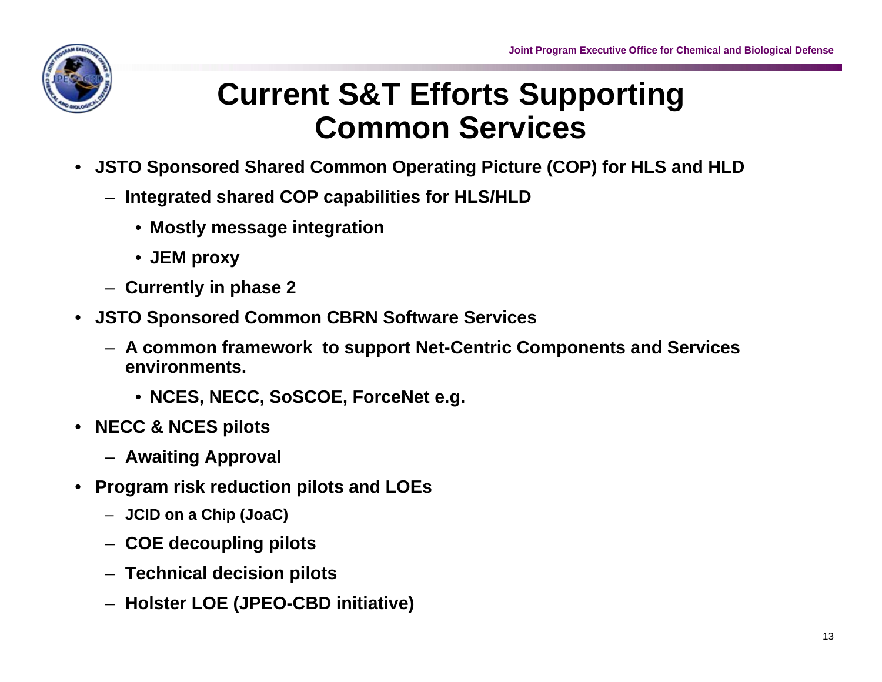# Current S&T Efforts Supporting Common Services

- **JSTO Sponsored Shared Common Operating Picture (COP) for HLS and HLD**
  - **Integrated shared COP capabilities for HLS/HLD**
    - **Mostly message integration**
    - **JEM proxy**
  - **Currently in phase 2**
- **JSTO Sponsored Common CBRN Software Services**
  - **A common framework to support Net-Centric Components and Services environments.**
    - **NCES, NECC, SoSCOE, ForceNet e.g.**
- **NECC & NCES pilots**
  - **Awaiting Approval**
- **Program risk reduction pilots and LOEs**
  - **JCID on a Chip (JoaC)**
  - **COE decoupling pilots**
  - **Technical decision pilots**
  - **Holster LOE (JPEO-CBD initiative)**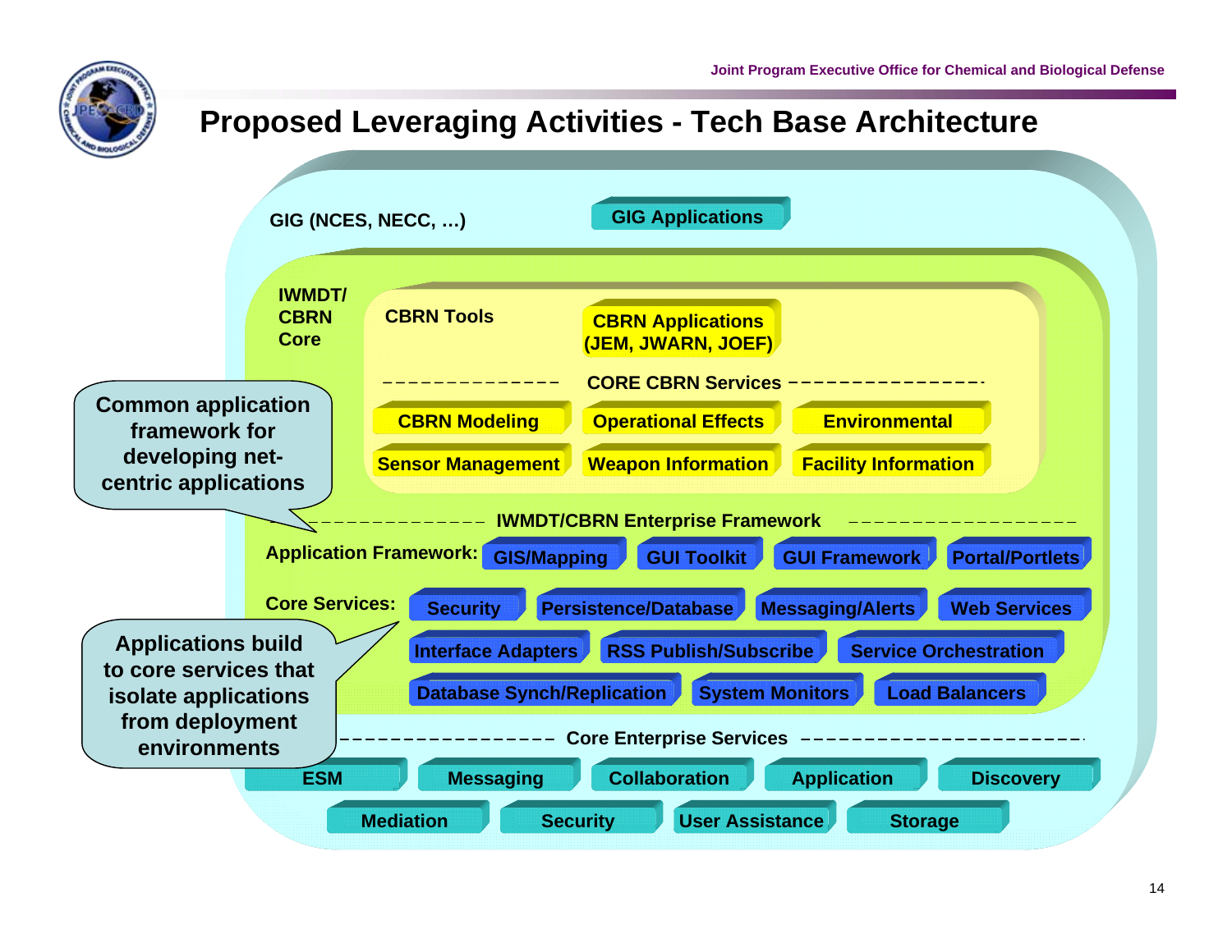# Proposed Leveraging Activities - Tech Base Architecture

**GIG (NCES, NECC, …)**

- GIG Applications

**IWMDT/ CBRN Core**

**CBRN Tools**

- CBRN Applications (JEM, JWARN, JOEF)

**CORE CBRN Services**

- CBRN Modeling
- Operational Effects
- Environmental
- Sensor Management
- Weapon Information
- Facility Information

**IWMDT/CBRN Enterprise Framework**

**Application Framework:**

- GIS/Mapping
- GUI Toolkit
- GUI Framework
- Portal/Portlets

**Core Services:**

- Security
- Persistence/Database
- Messaging/Alerts
- Web Services
- Interface Adapters
- RSS Publish/Subscribe
- Service Orchestration
- Database Synch/Replication
- System Monitors
- Load Balancers

**Core Enterprise Services**

- ESM
- Messaging
- Collaboration
- Application
- Discovery
- Mediation
- Security
- User Assistance
- Storage

Common application framework for developing net-centric applications

Applications build to core services that isolate applications from deployment environments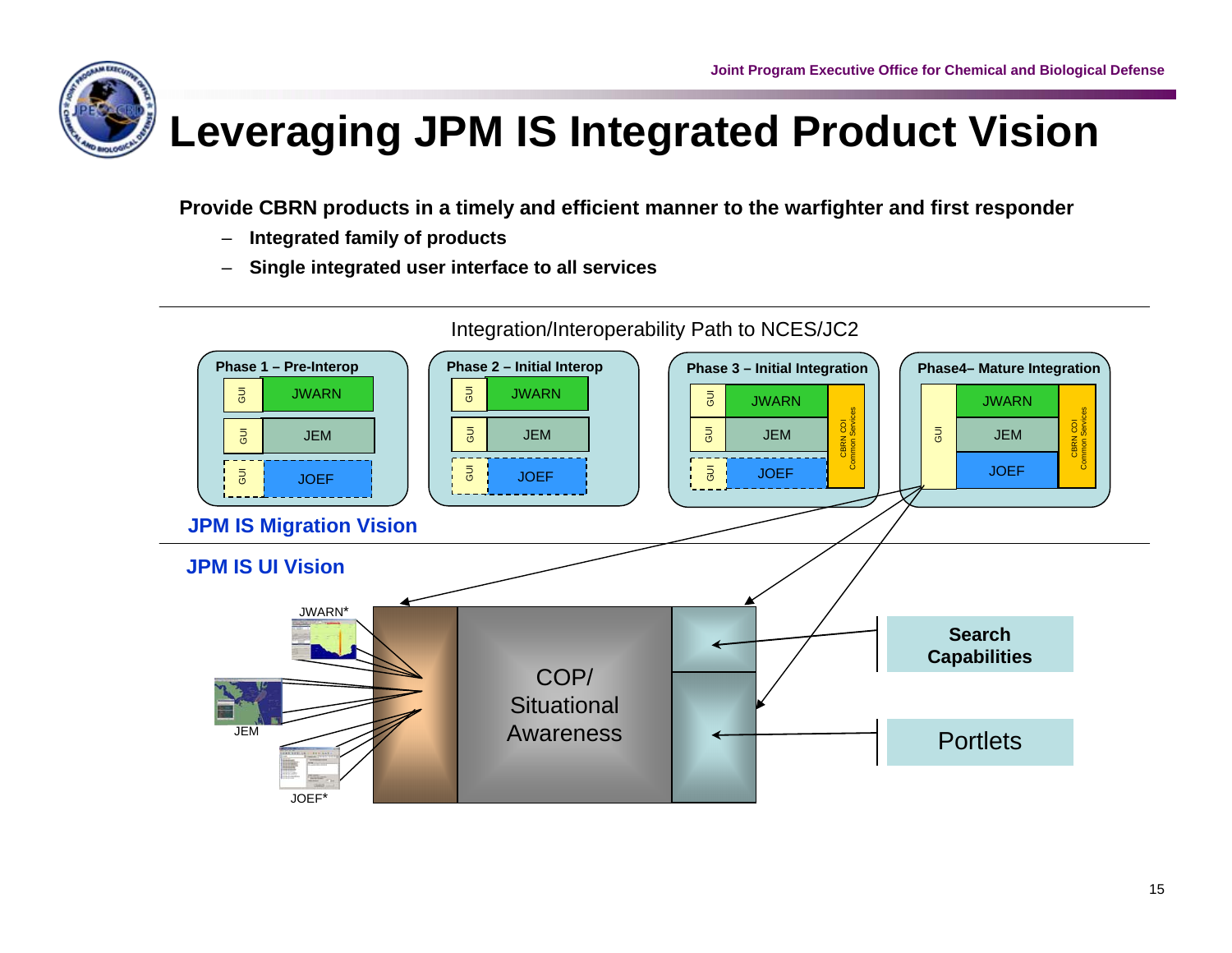# Leveraging JPM IS Integrated Product Vision

**Provide CBRN products in a timely and efficient manner to the warfighter and first responder**

- **Integrated family of products**
- **Single integrated user interface to all services**

Integration/Interoperability Path to NCES/JC2

**Phase 1 – Pre-Interop**
- GUI | JWARN
- GUI | JEM
- GUI | JOEF

**Phase 2 – Initial Interop**
- GUI | JWARN
- GUI | JEM
- GUI | JOEF

**Phase 3 – Initial Integration**
- GUI | JWARN
- GUI | JEM
- GUI | JOEF
- CBRN COI Common Services

**Phase4– Mature Integration**
- GUI
- JWARN
- JEM
- JOEF
- CBRN COI Common Services

**JPM IS Migration Vision**

**JPM IS UI Vision**

JWARN*

JEM

JOEF*

COP/ Situational Awareness

**Search Capabilities**

Portlets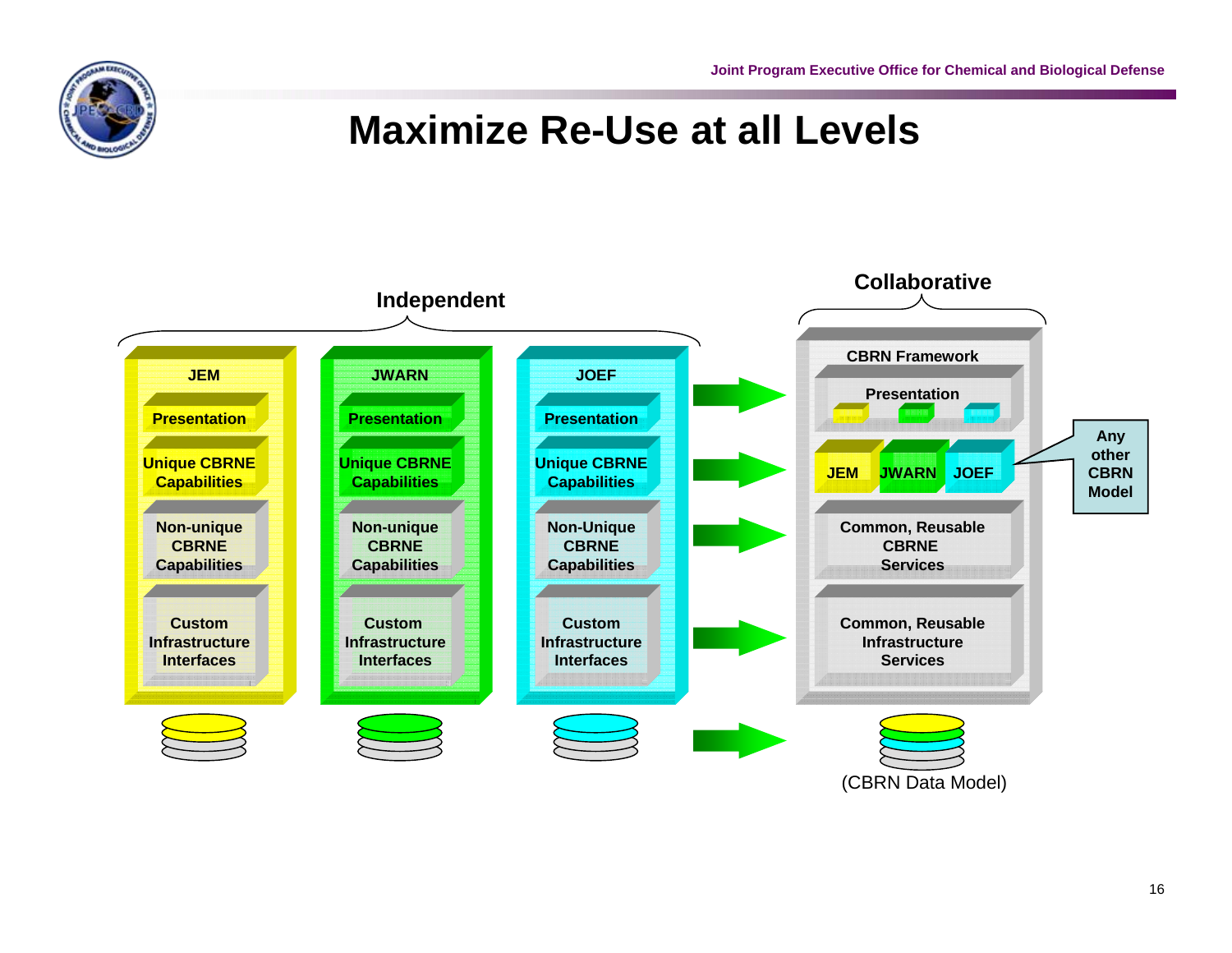# Maximize Re-Use at all Levels

**Independent**

| JEM | JWARN | JOEF |
|---|---|---|
| Presentation | Presentation | Presentation |
| Unique CBRNE Capabilities | Unique CBRNE Capabilities | Unique CBRNE Capabilities |
| Non-unique CBRNE Capabilities | Non-unique CBRNE Capabilities | Non-Unique CBRNE Capabilities |
| Custom Infrastructure Interfaces | Custom Infrastructure Interfaces | Custom Infrastructure Interfaces |

**Collaborative**

CBRN Framework

- Presentation
- JEM | JWARN | JOEF
- Common, Reusable CBRNE Services
- Common, Reusable Infrastructure Services

Any other CBRN Model

(CBRN Data Model)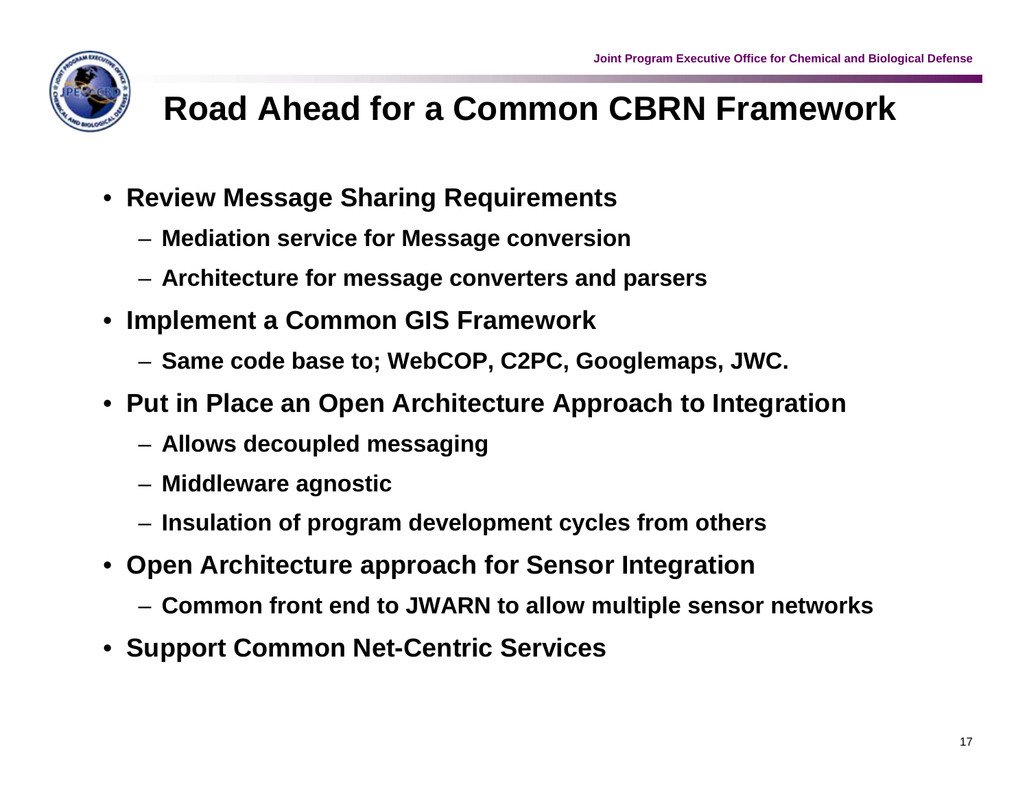# Road Ahead for a Common CBRN Framework

- Review Message Sharing Requirements
  - Mediation service for Message conversion
  - Architecture for message converters and parsers
- Implement a Common GIS Framework
  - Same code base to; WebCOP, C2PC, Googlemaps, JWC.
- Put in Place an Open Architecture Approach to Integration
  - Allows decoupled messaging
  - Middleware agnostic
  - Insulation of program development cycles from others
- Open Architecture approach for Sensor Integration
  - Common front end to JWARN to allow multiple sensor networks
- Support Common Net-Centric Services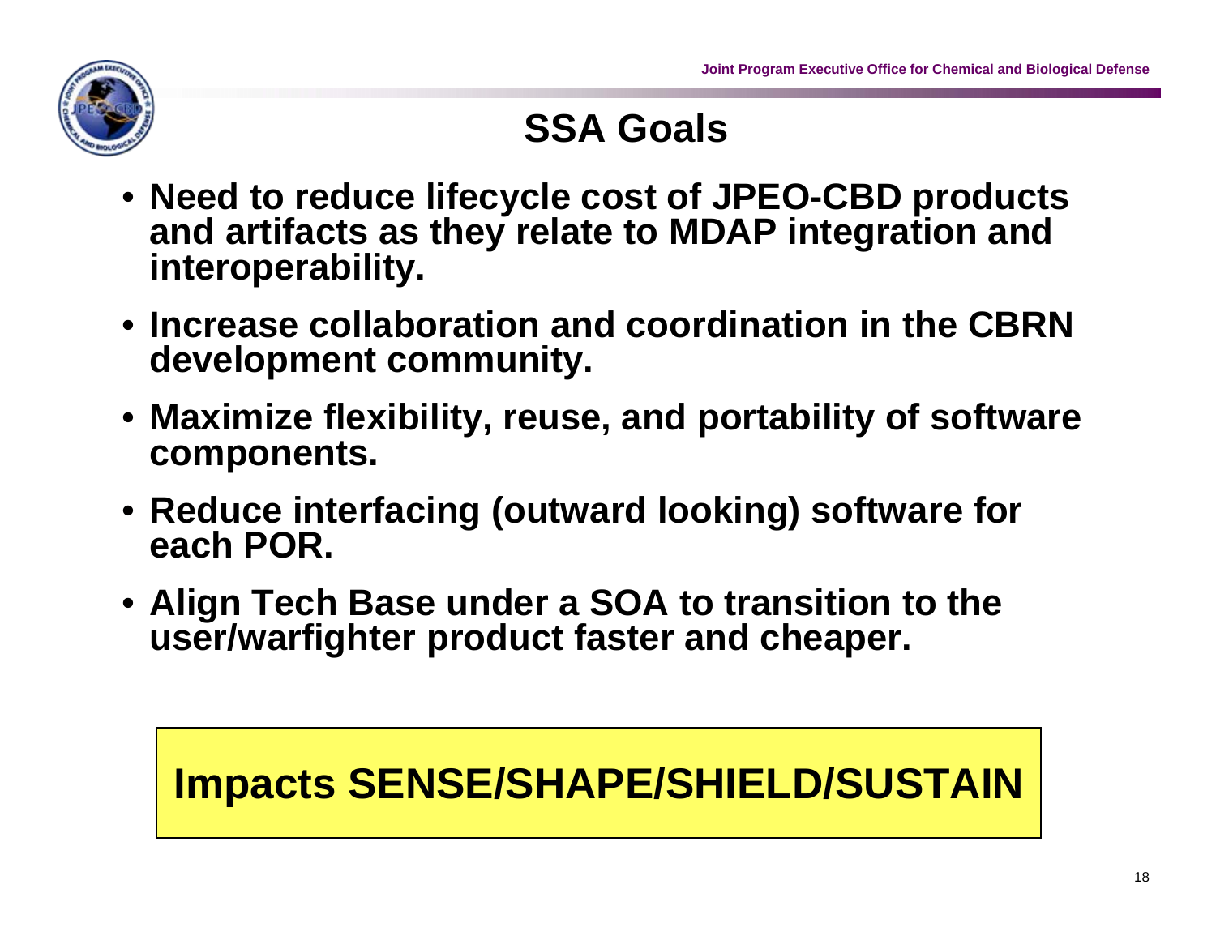# SSA Goals

- **Need to reduce lifecycle cost of JPEO-CBD products and artifacts as they relate to MDAP integration and interoperability.**
- **Increase collaboration and coordination in the CBRN development community.**
- **Maximize flexibility, reuse, and portability of software components.**
- **Reduce interfacing (outward looking) software for each POR.**
- **Align Tech Base under a SOA to transition to the user/warfighter product faster and cheaper.**

**Impacts SENSE/SHAPE/SHIELD/SUSTAIN**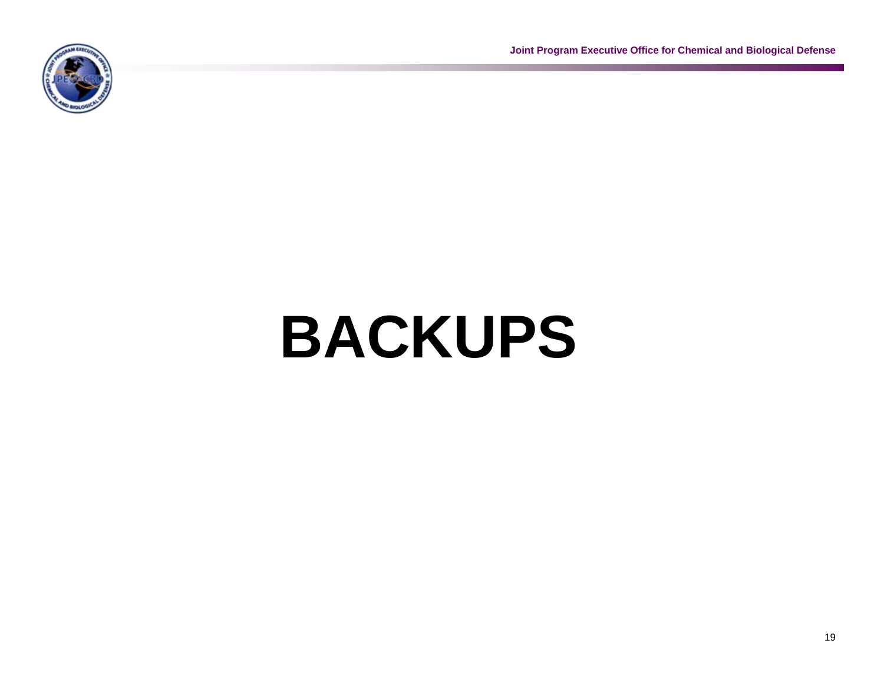# BACKUPS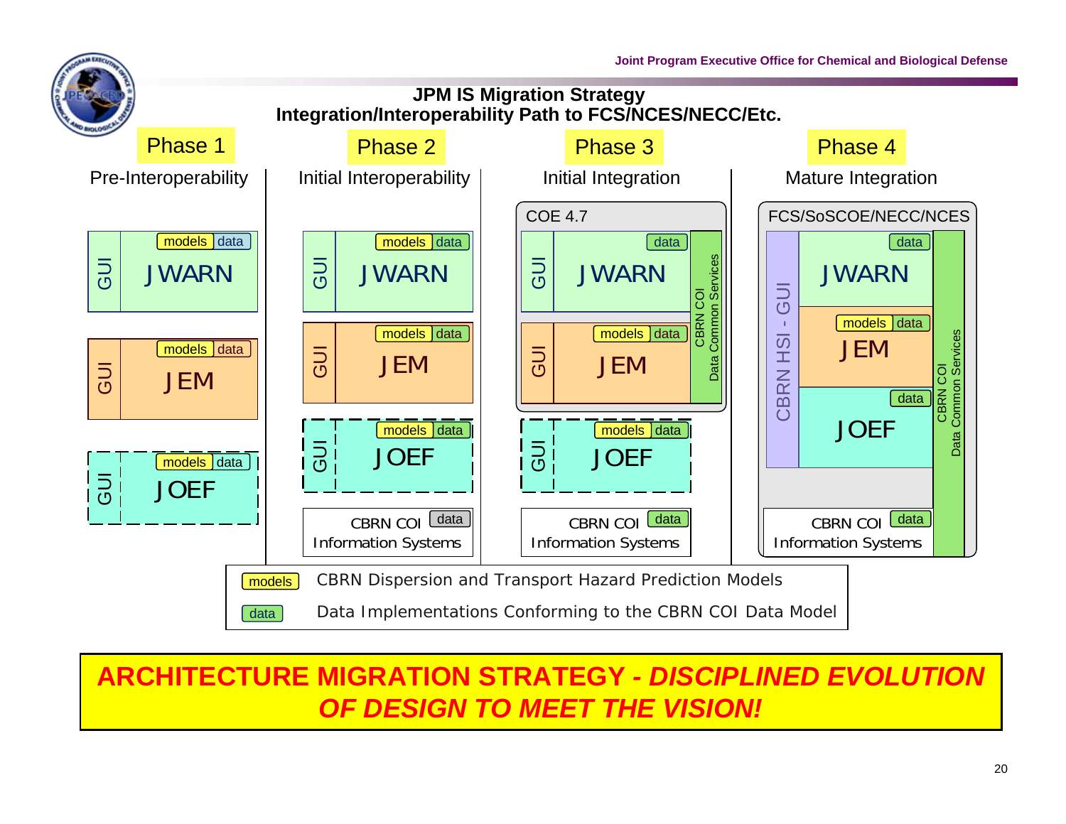## JPM IS Migration Strategy
## Integration/Interoperability Path to FCS/NCES/NECC/Etc.

**Phase 1** — Pre-Interoperability

- GUI | JWARN (models, data)
- GUI | JEM (models, data)
- GUI | JOEF (models, data)

**Phase 2** — Initial Interoperability

- GUI | JWARN (models, data)
- GUI | JEM (models, data)
- GUI | JOEF (models, data)
- CBRN COI Information Systems (data)

**Phase 3** — Initial Integration

- COE 4.7
  - GUI | JWARN (data)
  - GUI | JEM (models, data)
  - CBRN COI Data Common Services
- GUI | JOEF (models, data)
- CBRN COI Information Systems (data)

**Phase 4** — Mature Integration

- FCS/SoSCOE/NECC/NCES
  - CBRN HSI - GUI
  - JWARN (data)
  - JEM (models, data)
  - JOEF (data)
  - CBRN COI Information Systems (data)
  - CBRN COI Data Common Services

| | |
|---|---|
| models | CBRN Dispersion and Transport Hazard Prediction Models |
| data | Data Implementations Conforming to the CBRN COI Data Model |

**ARCHITECTURE MIGRATION STRATEGY - *DISCIPLINED EVOLUTION OF DESIGN TO MEET THE VISION!***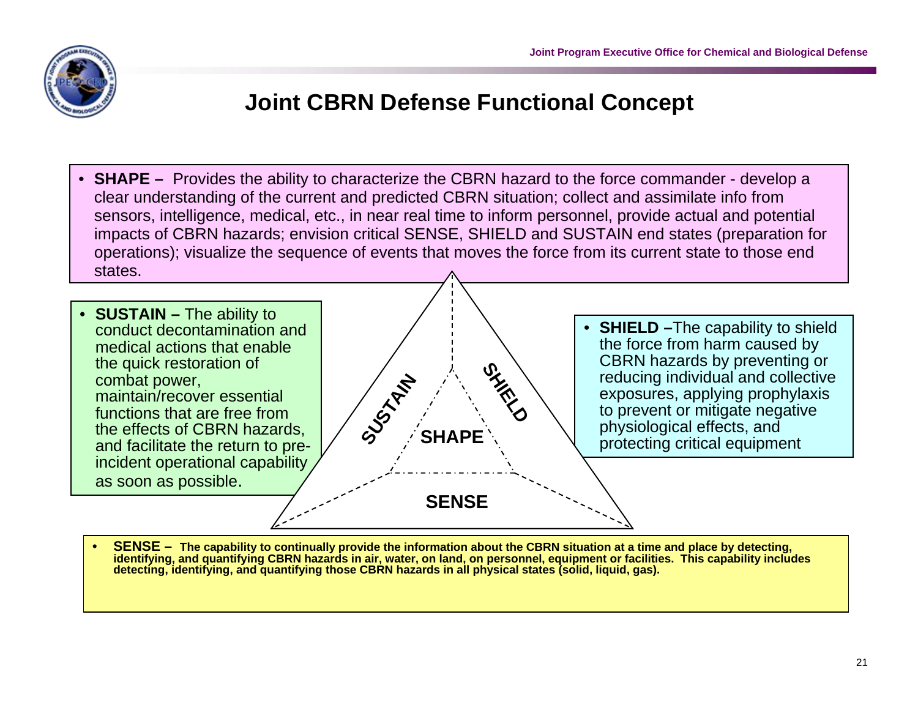# Joint CBRN Defense Functional Concept

- **SHAPE –** Provides the ability to characterize the CBRN hazard to the force commander - develop a clear understanding of the current and predicted CBRN situation; collect and assimilate info from sensors, intelligence, medical, etc., in near real time to inform personnel, provide actual and potential impacts of CBRN hazards; envision critical SENSE, SHIELD and SUSTAIN end states (preparation for operations); visualize the sequence of events that moves the force from its current state to those end states.

- **SUSTAIN –** The ability to conduct decontamination and medical actions that enable the quick restoration of combat power, maintain/recover essential functions that are free from the effects of CBRN hazards, and facilitate the return to pre-incident operational capability as soon as possible.

- **SHIELD –**The capability to shield the force from harm caused by CBRN hazards by preventing or reducing individual and collective exposures, applying prophylaxis to prevent or mitigate negative physiological effects, and protecting critical equipment

SUSTAIN | SHIELD | SHAPE | SENSE

- **SENSE –** **The capability to continually provide the information about the CBRN situation at a time and place by detecting, identifying, and quantifying CBRN hazards in air, water, on land, on personnel, equipment or facilities. This capability includes detecting, identifying, and quantifying those CBRN hazards in all physical states (solid, liquid, gas).**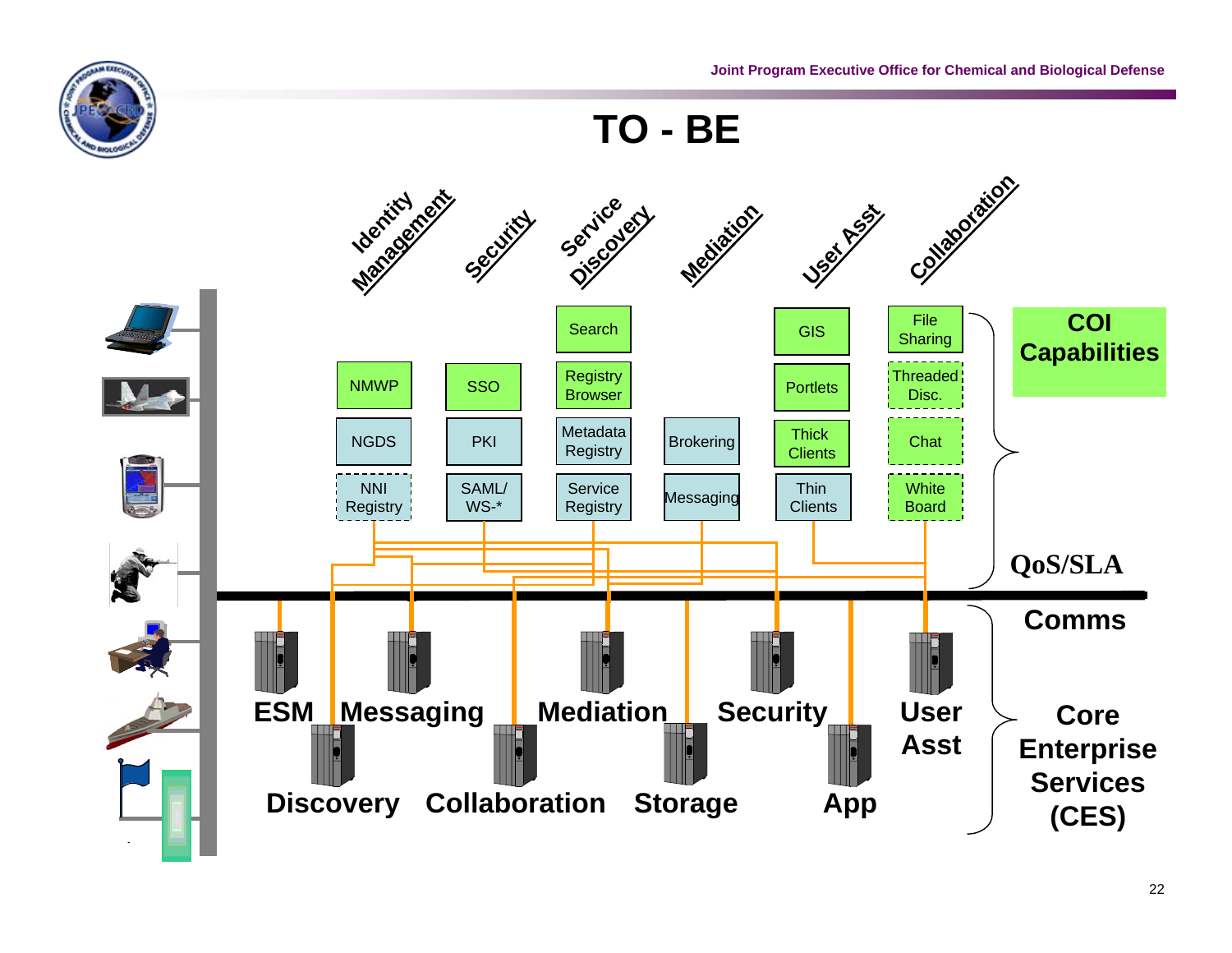# TO - BE

**Identity Management** | **Security** | **Service Discovery** | **Mediation** | **User Asst** | **Collaboration**

| Identity Management | Security | Service Discovery | Mediation | User Asst | Collaboration |
| --- | --- | --- | --- | --- | --- |
| | | Search | | GIS | File Sharing |
| NMWP | SSO | Registry Browser | | Portlets | Threaded Disc. |
| NGDS | PKI | Metadata Registry | Brokering | Thick Clients | Chat |
| NNI Registry | SAML/ WS-* | Service Registry | Messaging | Thin Clients | White Board |

**COI Capabilities**

**QoS/SLA**

**Comms**

ESM, Messaging, Mediation, Security, User Asst, Discovery, Collaboration, Storage, App

**Core Enterprise Services (CES)**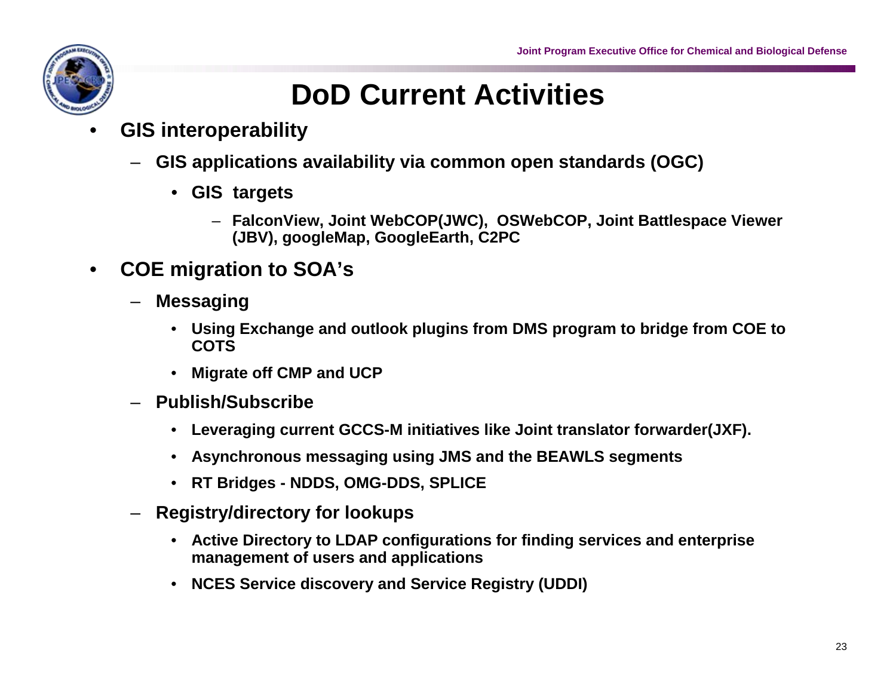# DoD Current Activities

- **GIS interoperability**
  - **GIS applications availability via common open standards (OGC)**
    - **GIS targets**
      - **FalconView, Joint WebCOP(JWC), OSWebCOP, Joint Battlespace Viewer (JBV), googleMap, GoogleEarth, C2PC**
- **COE migration to SOA's**
  - **Messaging**
    - **Using Exchange and outlook plugins from DMS program to bridge from COE to COTS**
    - **Migrate off CMP and UCP**
  - **Publish/Subscribe**
    - **Leveraging current GCCS-M initiatives like Joint translator forwarder(JXF).**
    - **Asynchronous messaging using JMS and the BEAWLS segments**
    - **RT Bridges - NDDS, OMG-DDS, SPLICE**
  - **Registry/directory for lookups**
    - **Active Directory to LDAP configurations for finding services and enterprise management of users and applications**
    - **NCES Service discovery and Service Registry (UDDI)**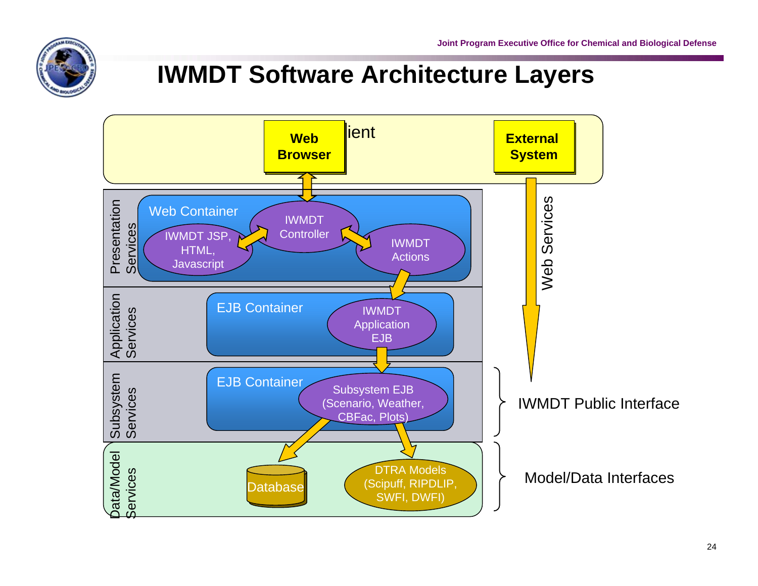# IWMDT Software Architecture Layers

Client

Web Browser

External System

Web Services

Presentation Services

Web Container

IWMDT Controller

IWMDT JSP, HTML, Javascript

IWMDT Actions

Application Services

EJB Container

IWMDT Application EJB

Subsystem Services

EJB Container

Subsystem EJB (Scenario, Weather, CBFac, Plots)

IWMDT Public Interface

Data/Model Services

Database

DTRA Models (Scipuff, RIPDLIP, SWFI, DWFI)

Model/Data Interfaces